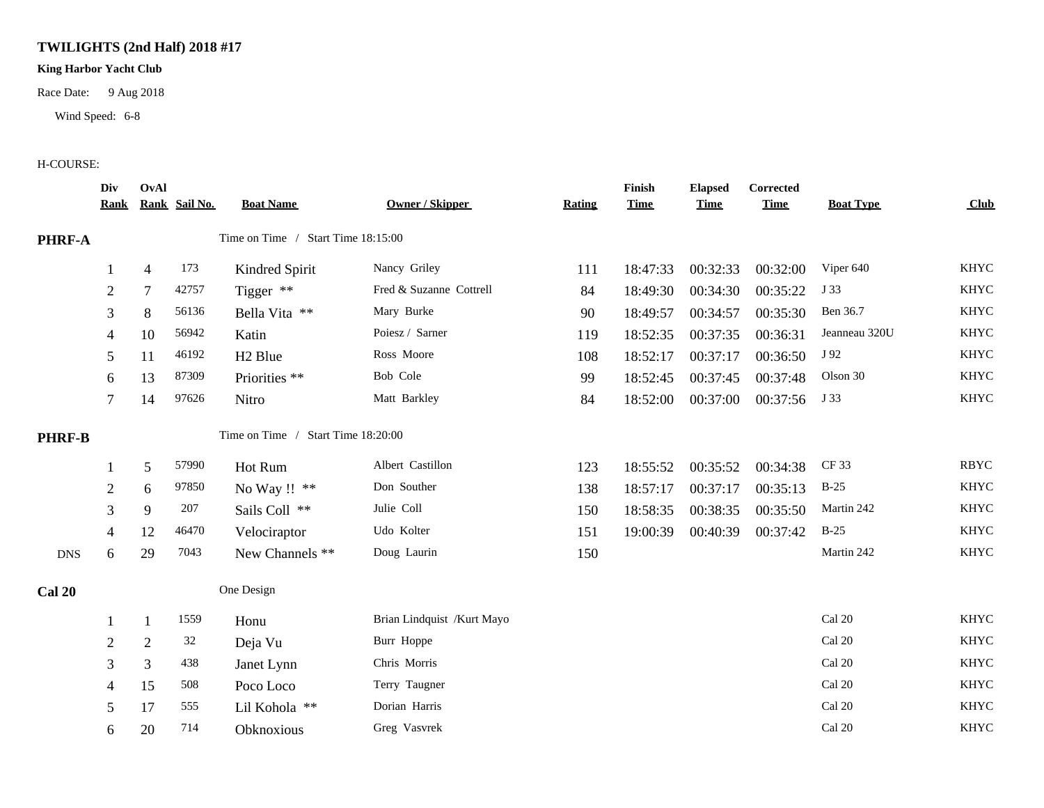**TWILIGHTS (2nd Half) 2018 #17**

**King Harbor Yacht Club**

Race Date: 9 Aug 2018

Wind Speed: 6-8

H-COURSE:

| | Div Rank | OvAl Rank | Sail No. | Boat Name | Owner / Skipper | Rating | Finish Time | Elapsed Time | Corrected Time | Boat Type | Club |
|---|---|---|---|---|---|---|---|---|---|---|---|
| **PHRF-A** | | | | Time on Time / Start Time 18:15:00 | | | | | | | |
| | 1 | 4 | 173 | Kindred Spirit | Nancy Griley | 111 | 18:47:33 | 00:32:33 | 00:32:00 | Viper 640 | KHYC |
| | 2 | 7 | 42757 | Tigger ** | Fred & Suzanne Cottrell | 84 | 18:49:30 | 00:34:30 | 00:35:22 | J 33 | KHYC |
| | 3 | 8 | 56136 | Bella Vita ** | Mary Burke | 90 | 18:49:57 | 00:34:57 | 00:35:30 | Ben 36.7 | KHYC |
| | 4 | 10 | 56942 | Katin | Poiesz / Sarner | 119 | 18:52:35 | 00:37:35 | 00:36:31 | Jeanneau 320U | KHYC |
| | 5 | 11 | 46192 | H2 Blue | Ross Moore | 108 | 18:52:17 | 00:37:17 | 00:36:50 | J 92 | KHYC |
| | 6 | 13 | 87309 | Priorities ** | Bob Cole | 99 | 18:52:45 | 00:37:45 | 00:37:48 | Olson 30 | KHYC |
| | 7 | 14 | 97626 | Nitro | Matt Barkley | 84 | 18:52:00 | 00:37:00 | 00:37:56 | J 33 | KHYC |
| **PHRF-B** | | | | Time on Time / Start Time 18:20:00 | | | | | | | |
| | 1 | 5 | 57990 | Hot Rum | Albert Castillon | 123 | 18:55:52 | 00:35:52 | 00:34:38 | CF 33 | RBYC |
| | 2 | 6 | 97850 | No Way !! ** | Don Souther | 138 | 18:57:17 | 00:37:17 | 00:35:13 | B-25 | KHYC |
| | 3 | 9 | 207 | Sails Coll ** | Julie Coll | 150 | 18:58:35 | 00:38:35 | 00:35:50 | Martin 242 | KHYC |
| | 4 | 12 | 46470 | Velociraptor | Udo Kolter | 151 | 19:00:39 | 00:40:39 | 00:37:42 | B-25 | KHYC |
| DNS | 6 | 29 | 7043 | New Channels ** | Doug Laurin | 150 | | | | Martin 242 | KHYC |
| **Cal 20** | | | | One Design | | | | | | | |
| | 1 | 1 | 1559 | Honu | Brian Lindquist /Kurt Mayo | | | | | Cal 20 | KHYC |
| | 2 | 2 | 32 | Deja Vu | Burr Hoppe | | | | | Cal 20 | KHYC |
| | 3 | 3 | 438 | Janet Lynn | Chris Morris | | | | | Cal 20 | KHYC |
| | 4 | 15 | 508 | Poco Loco | Terry Taugner | | | | | Cal 20 | KHYC |
| | 5 | 17 | 555 | Lil Kohola ** | Dorian Harris | | | | | Cal 20 | KHYC |
| | 6 | 20 | 714 | Obknoxious | Greg Vasvrek | | | | | Cal 20 | KHYC |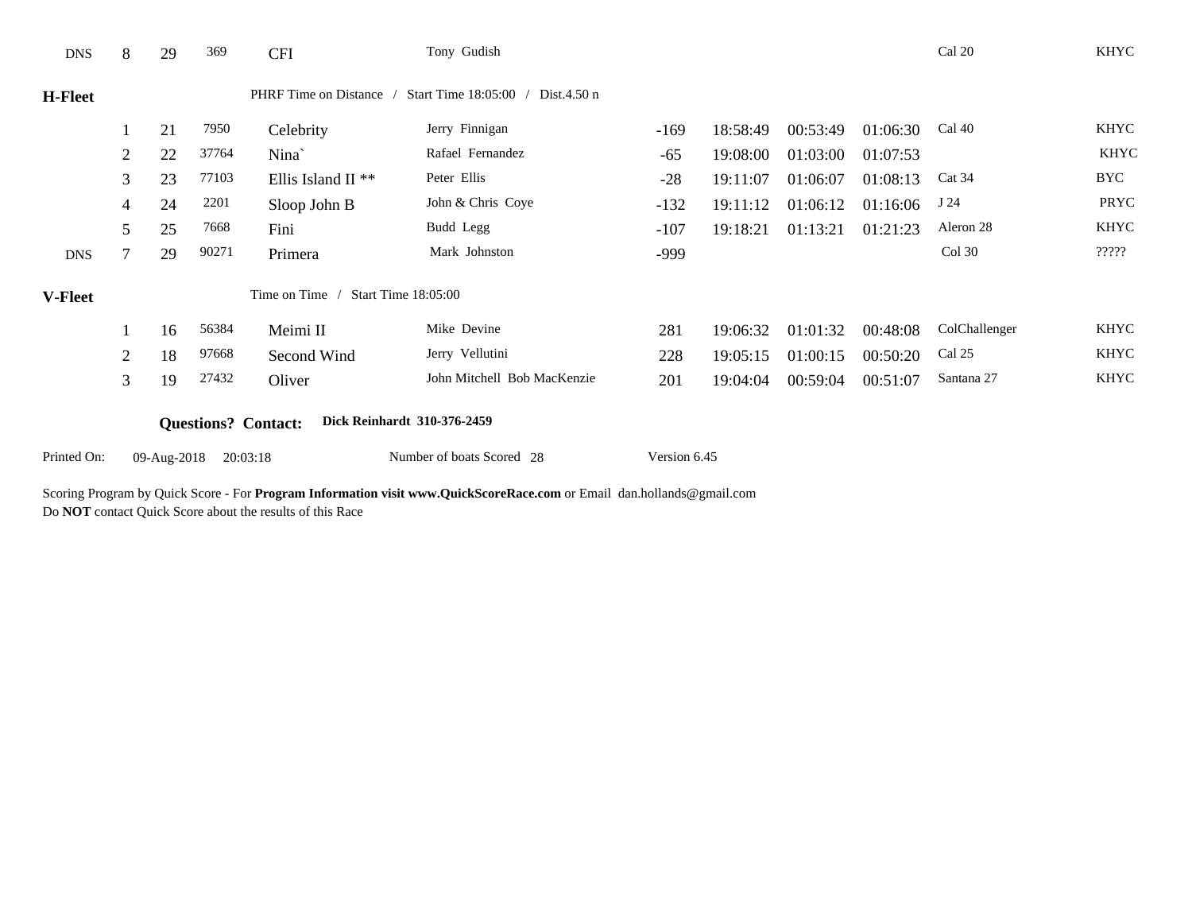| | | | | | | | | | | | |
|---|---|---|---|---|---|---|---|---|---|---|---|
| DNS | 8 | 29 | 369 | CFI | Tony Gudish | | | | | Cal 20 | KHYC |

**H-Fleet** PHRF Time on Distance / Start Time 18:05:00 / Dist.4.50 n

| | | | | | | | | | | | |
|---|---|---|---|---|---|---|---|---|---|---|---|
| | 1 | 21 | 7950 | Celebrity | Jerry Finnigan | -169 | 18:58:49 | 00:53:49 | 01:06:30 | Cal 40 | KHYC |
| | 2 | 22 | 37764 | Nina` | Rafael Fernandez | -65 | 19:08:00 | 01:03:00 | 01:07:53 | | KHYC |
| | 3 | 23 | 77103 | Ellis Island II ** | Peter Ellis | -28 | 19:11:07 | 01:06:07 | 01:08:13 | Cat 34 | BYC |
| | 4 | 24 | 2201 | Sloop John B | John & Chris Coye | -132 | 19:11:12 | 01:06:12 | 01:16:06 | J 24 | PRYC |
| | 5 | 25 | 7668 | Fini | Budd Legg | -107 | 19:18:21 | 01:13:21 | 01:21:23 | Aleron 28 | KHYC |
| DNS | 7 | 29 | 90271 | Primera | Mark Johnston | -999 | | | | Col 30 | ????? |

**V-Fleet** Time on Time / Start Time 18:05:00

| | | | | | | | | | | | |
|---|---|---|---|---|---|---|---|---|---|---|---|
| | 1 | 16 | 56384 | Meimi II | Mike Devine | 281 | 19:06:32 | 01:01:32 | 00:48:08 | ColChallenger | KHYC |
| | 2 | 18 | 97668 | Second Wind | Jerry Vellutini | 228 | 19:05:15 | 01:00:15 | 00:50:20 | Cal 25 | KHYC |
| | 3 | 19 | 27432 | Oliver | John Mitchell Bob MacKenzie | 201 | 19:04:04 | 00:59:04 | 00:51:07 | Santana 27 | KHYC |

**Questions? Contact:** **Dick Reinhardt 310-376-2459**

Printed On: 09-Aug-2018 20:03:18 Number of boats Scored 28 Version 6.45

Scoring Program by Quick Score - For **Program Information visit www.QuickScoreRace.com** or Email dan.hollands@gmail.com
Do **NOT** contact Quick Score about the results of this Race